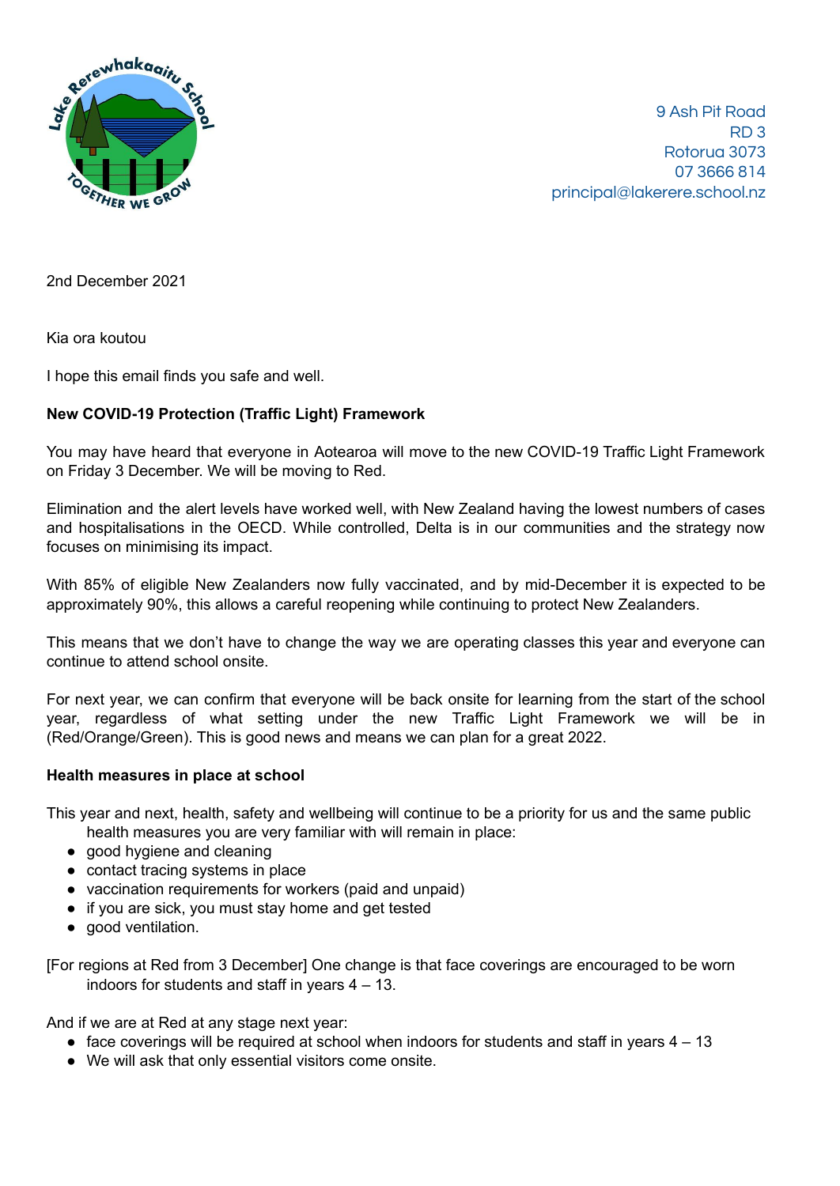9 Ash Pit Road
RD 3
Rotorua 3073
07 3666 814
principal@lakerere.school.nz

2nd December 2021

Kia ora koutou

I hope this email finds you safe and well.

**New COVID-19 Protection (Traffic Light) Framework**

You may have heard that everyone in Aotearoa will move to the new COVID-19 Traffic Light Framework on Friday 3 December. We will be moving to Red.

Elimination and the alert levels have worked well, with New Zealand having the lowest numbers of cases and hospitalisations in the OECD. While controlled, Delta is in our communities and the strategy now focuses on minimising its impact.

With 85% of eligible New Zealanders now fully vaccinated, and by mid-December it is expected to be approximately 90%, this allows a careful reopening while continuing to protect New Zealanders.

This means that we don't have to change the way we are operating classes this year and everyone can continue to attend school onsite.

For next year, we can confirm that everyone will be back onsite for learning from the start of the school year, regardless of what setting under the new Traffic Light Framework we will be in (Red/Orange/Green). This is good news and means we can plan for a great 2022.

**Health measures in place at school**

This year and next, health, safety and wellbeing will continue to be a priority for us and the same public health measures you are very familiar with will remain in place:

- good hygiene and cleaning
- contact tracing systems in place
- vaccination requirements for workers (paid and unpaid)
- if you are sick, you must stay home and get tested
- good ventilation.

[For regions at Red from 3 December] One change is that face coverings are encouraged to be worn indoors for students and staff in years 4 – 13.

And if we are at Red at any stage next year:

- face coverings will be required at school when indoors for students and staff in years 4 – 13
- We will ask that only essential visitors come onsite.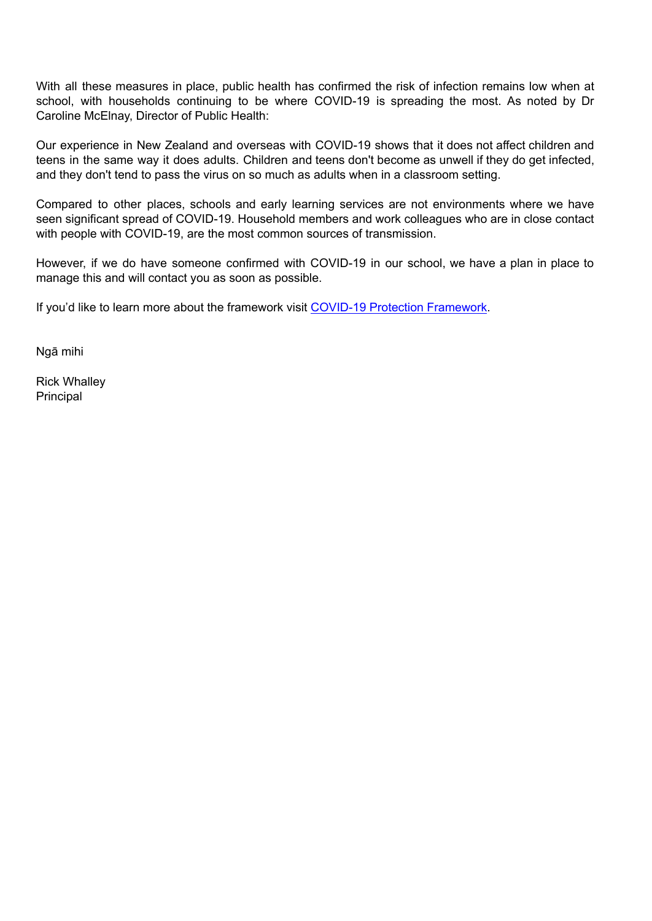With all these measures in place, public health has confirmed the risk of infection remains low when at school, with households continuing to be where COVID-19 is spreading the most. As noted by Dr Caroline McElnay, Director of Public Health:

Our experience in New Zealand and overseas with COVID-19 shows that it does not affect children and teens in the same way it does adults. Children and teens don't become as unwell if they do get infected, and they don't tend to pass the virus on so much as adults when in a classroom setting.

Compared to other places, schools and early learning services are not environments where we have seen significant spread of COVID-19. Household members and work colleagues who are in close contact with people with COVID-19, are the most common sources of transmission.

However, if we do have someone confirmed with COVID-19 in our school, we have a plan in place to manage this and will contact you as soon as possible.

If you'd like to learn more about the framework visit [COVID-19 Protection Framework](#).

Ngā mihi

Rick Whalley
Principal